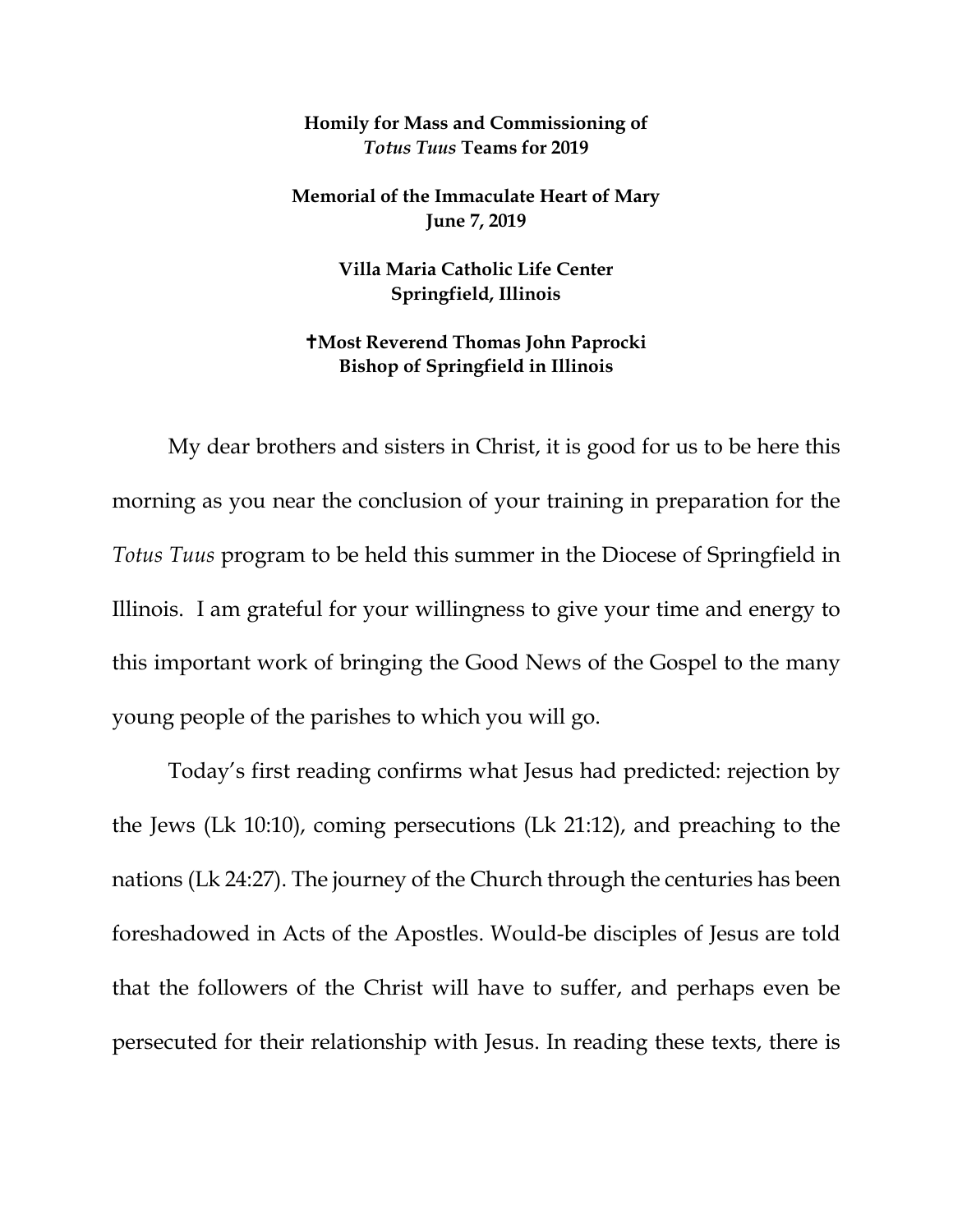**Homily for Mass and Commissioning of *Totus Tuus* Teams for 2019**

**Memorial of the Immaculate Heart of Mary**
**June 7, 2019**

**Villa Maria Catholic Life Center**
**Springfield, Illinois**

**✝Most Reverend Thomas John Paprocki**
**Bishop of Springfield in Illinois**

My dear brothers and sisters in Christ, it is good for us to be here this morning as you near the conclusion of your training in preparation for the *Totus Tuus* program to be held this summer in the Diocese of Springfield in Illinois. I am grateful for your willingness to give your time and energy to this important work of bringing the Good News of the Gospel to the many young people of the parishes to which you will go.

Today's first reading confirms what Jesus had predicted: rejection by the Jews (Lk 10:10), coming persecutions (Lk 21:12), and preaching to the nations (Lk 24:27). The journey of the Church through the centuries has been foreshadowed in Acts of the Apostles. Would-be disciples of Jesus are told that the followers of the Christ will have to suffer, and perhaps even be persecuted for their relationship with Jesus. In reading these texts, there is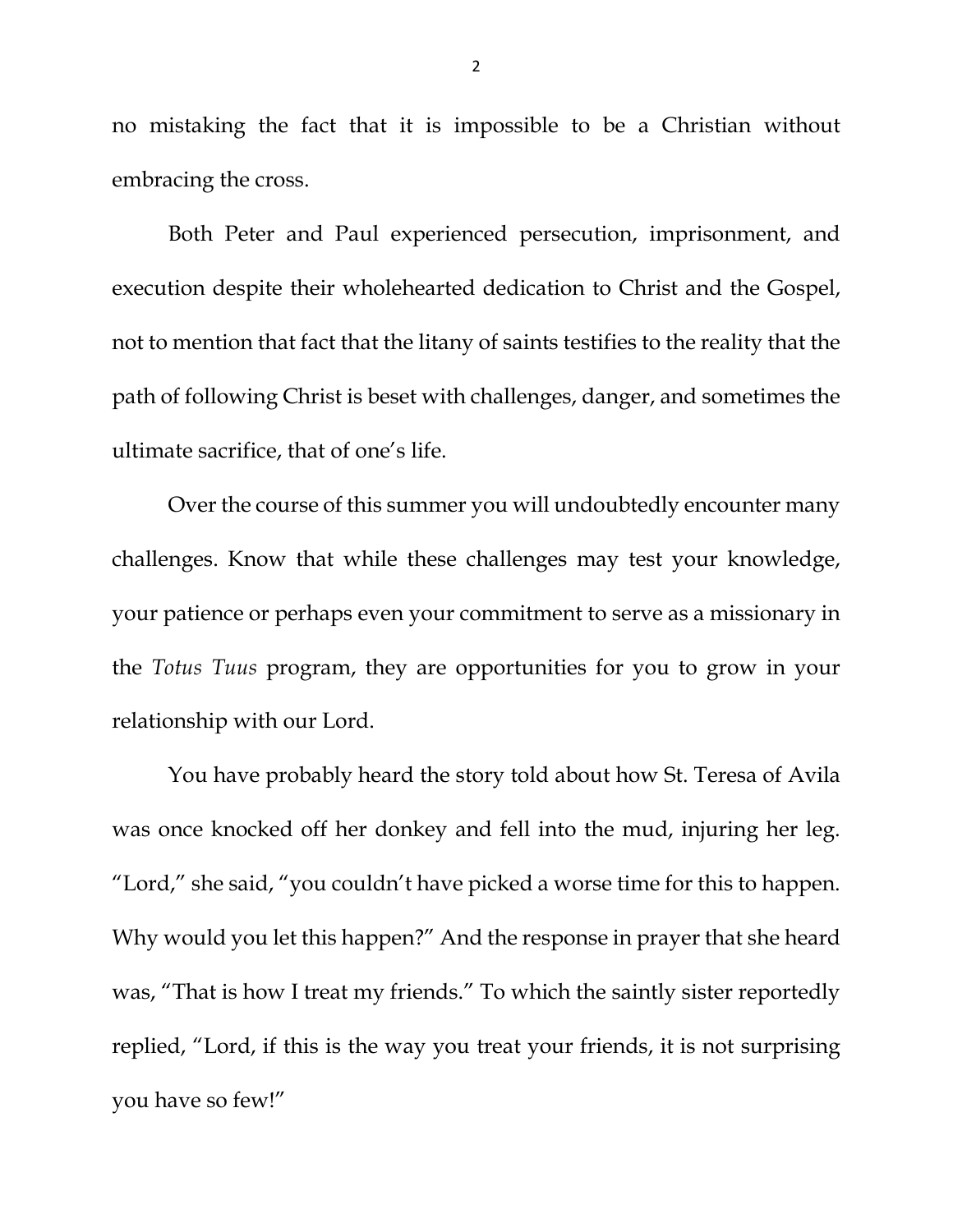no mistaking the fact that it is impossible to be a Christian without embracing the cross.

Both Peter and Paul experienced persecution, imprisonment, and execution despite their wholehearted dedication to Christ and the Gospel, not to mention that fact that the litany of saints testifies to the reality that the path of following Christ is beset with challenges, danger, and sometimes the ultimate sacrifice, that of one's life.

Over the course of this summer you will undoubtedly encounter many challenges. Know that while these challenges may test your knowledge, your patience or perhaps even your commitment to serve as a missionary in the *Totus Tuus* program, they are opportunities for you to grow in your relationship with our Lord.

You have probably heard the story told about how St. Teresa of Avila was once knocked off her donkey and fell into the mud, injuring her leg. "Lord," she said, "you couldn't have picked a worse time for this to happen. Why would you let this happen?" And the response in prayer that she heard was, "That is how I treat my friends." To which the saintly sister reportedly replied, "Lord, if this is the way you treat your friends, it is not surprising you have so few!"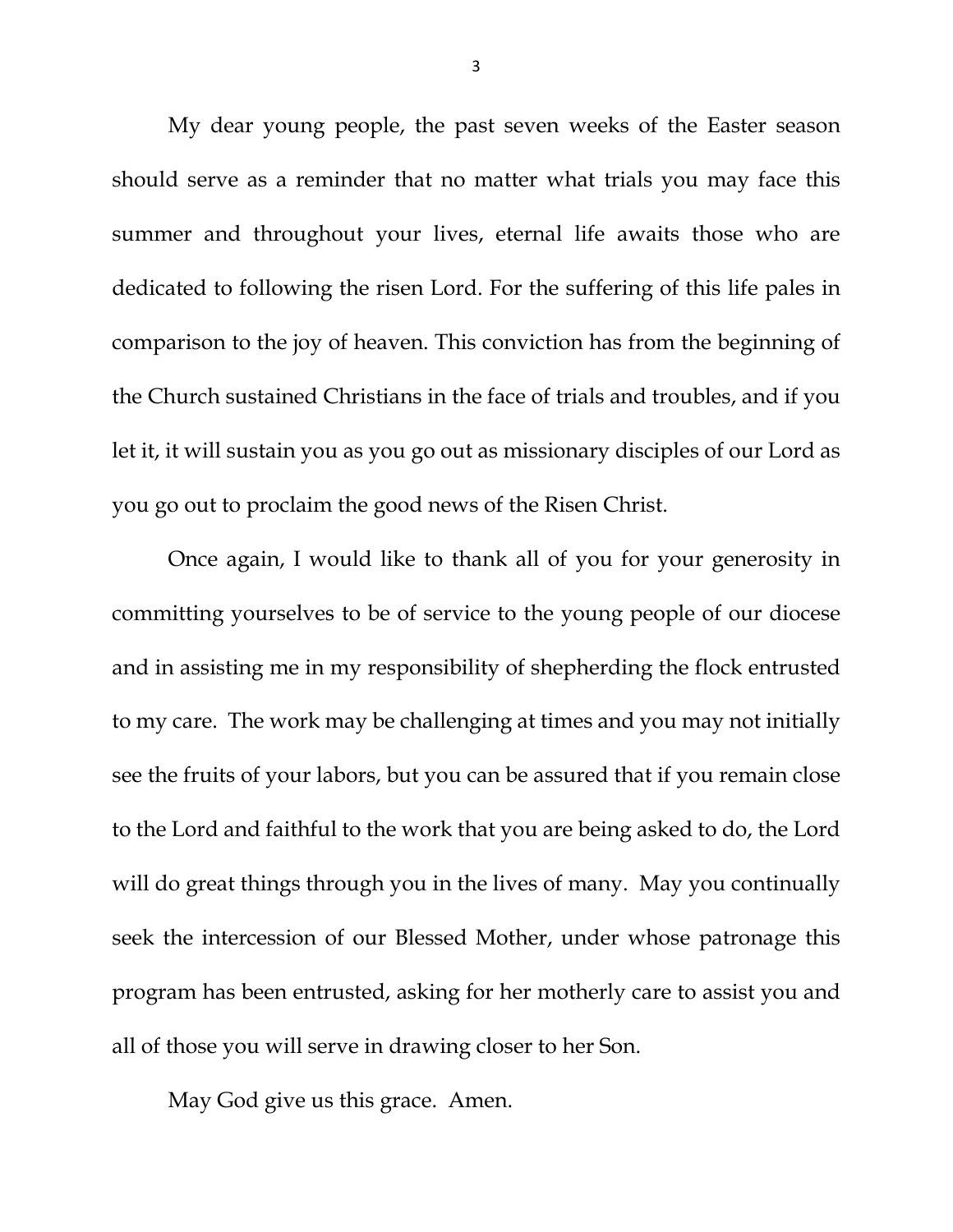My dear young people, the past seven weeks of the Easter season should serve as a reminder that no matter what trials you may face this summer and throughout your lives, eternal life awaits those who are dedicated to following the risen Lord. For the suffering of this life pales in comparison to the joy of heaven. This conviction has from the beginning of the Church sustained Christians in the face of trials and troubles, and if you let it, it will sustain you as you go out as missionary disciples of our Lord as you go out to proclaim the good news of the Risen Christ.

Once again, I would like to thank all of you for your generosity in committing yourselves to be of service to the young people of our diocese and in assisting me in my responsibility of shepherding the flock entrusted to my care. The work may be challenging at times and you may not initially see the fruits of your labors, but you can be assured that if you remain close to the Lord and faithful to the work that you are being asked to do, the Lord will do great things through you in the lives of many. May you continually seek the intercession of our Blessed Mother, under whose patronage this program has been entrusted, asking for her motherly care to assist you and all of those you will serve in drawing closer to her Son.

May God give us this grace. Amen.